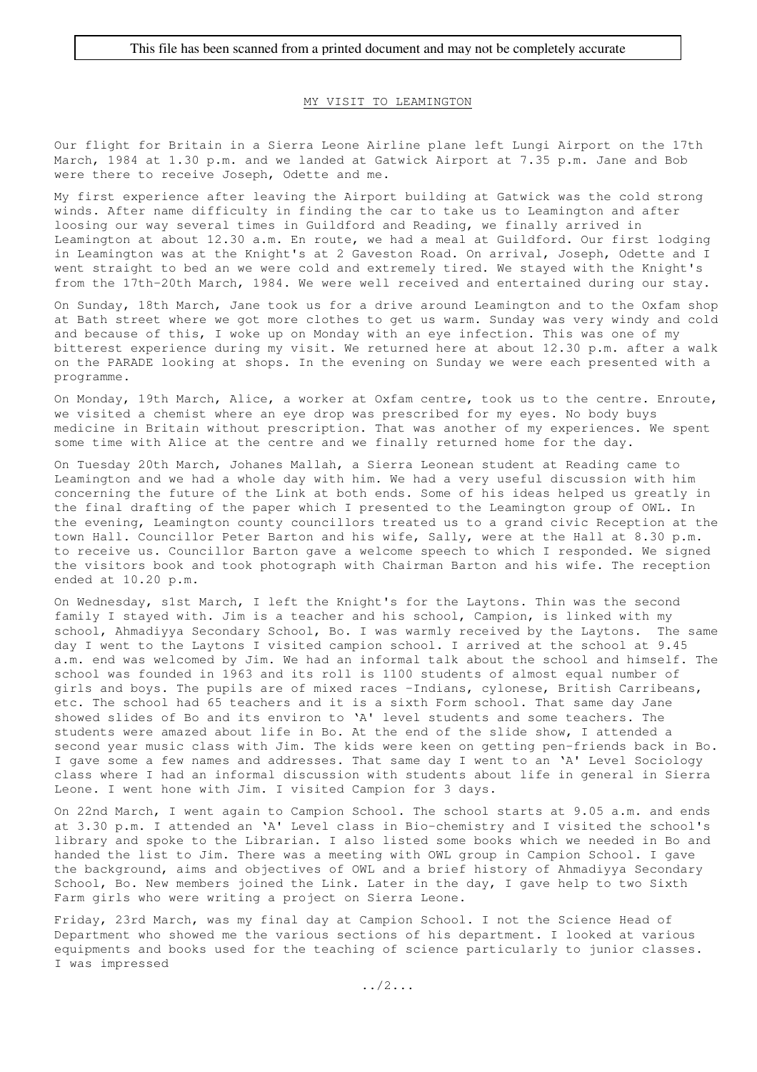This file has been scanned from a printed document and may not be completely accurate

## MY VISIT TO LEAMINGTON

Our flight for Britain in a Sierra Leone Airline plane left Lungi Airport on the 17th March, 1984 at 1.30 p.m. and we landed at Gatwick Airport at 7.35 p.m. Jane and Bob were there to receive Joseph, Odette and me.

My first experience after leaving the Airport building at Gatwick was the cold strong winds. After name difficulty in finding the car to take us to Leamington and after loosing our way several times in Guildford and Reading, we finally arrived in Leamington at about 12.30 a.m. En route, we had a meal at Guildford. Our first lodging in Leamington was at the Knight's at 2 Gaveston Road. On arrival, Joseph, Odette and I went straight to bed an we were cold and extremely tired. We stayed with the Knight's from the 17th-20th March, 1984. We were well received and entertained during our stay.

On Sunday, 18th March, Jane took us for a drive around Leamington and to the Oxfam shop at Bath street where we got more clothes to get us warm. Sunday was very windy and cold and because of this, I woke up on Monday with an eye infection. This was one of my bitterest experience during my visit. We returned here at about 12.30 p.m. after a walk on the PARADE looking at shops. In the evening on Sunday we were each presented with a programme.

On Monday, 19th March, Alice, a worker at Oxfam centre, took us to the centre. Enroute, we visited a chemist where an eye drop was prescribed for my eyes. No body buys medicine in Britain without prescription. That was another of my experiences. We spent some time with Alice at the centre and we finally returned home for the day.

On Tuesday 20th March, Johanes Mallah, a Sierra Leonean student at Reading came to Leamington and we had a whole day with him. We had a very useful discussion with him concerning the future of the Link at both ends. Some of his ideas helped us greatly in the final drafting of the paper which I presented to the Leamington group of OWL. In the evening, Leamington county councillors treated us to a grand civic Reception at the town Hall. Councillor Peter Barton and his wife, Sally, were at the Hall at 8.30 p.m. to receive us. Councillor Barton gave a welcome speech to which I responded. We signed the visitors book and took photograph with Chairman Barton and his wife. The reception ended at 10.20 p.m.

On Wednesday, s1st March, I left the Knight's for the Laytons. Thin was the second family I stayed with. Jim is a teacher and his school, Campion, is linked with my school, Ahmadiyya Secondary School, Bo. I was warmly received by the Laytons. The same day I went to the Laytons I visited campion school. I arrived at the school at 9.45 a.m. end was welcomed by Jim. We had an informal talk about the school and himself. The school was founded in 1963 and its roll is 1100 students of almost equal number of girls and boys. The pupils are of mixed races -Indians, cylonese, British Carribeans, etc. The school had 65 teachers and it is a sixth Form school. That same day Jane showed slides of Bo and its environ to 'A' level students and some teachers. The students were amazed about life in Bo. At the end of the slide show, I attended a second year music class with Jim. The kids were keen on getting pen-friends back in Bo. I gave some a few names and addresses. That same day I went to an 'A' Level Sociology class where I had an informal discussion with students about life in general in Sierra Leone. I went hone with Jim. I visited Campion for 3 days.

On 22nd March, I went again to Campion School. The school starts at 9.05 a.m. and ends at 3.30 p.m. I attended an 'A' Level class in Bio-chemistry and I visited the school's library and spoke to the Librarian. I also listed some books which we needed in Bo and handed the list to Jim. There was a meeting with OWL group in Campion School. I gave the background, aims and objectives of OWL and a brief history of Ahmadiyya Secondary School, Bo. New members joined the Link. Later in the day, I gave help to two Sixth Farm girls who were writing a project on Sierra Leone.

Friday, 23rd March, was my final day at Campion School. I not the Science Head of Department who showed me the various sections of his department. I looked at various equipments and books used for the teaching of science particularly to junior classes. I was impressed

../2...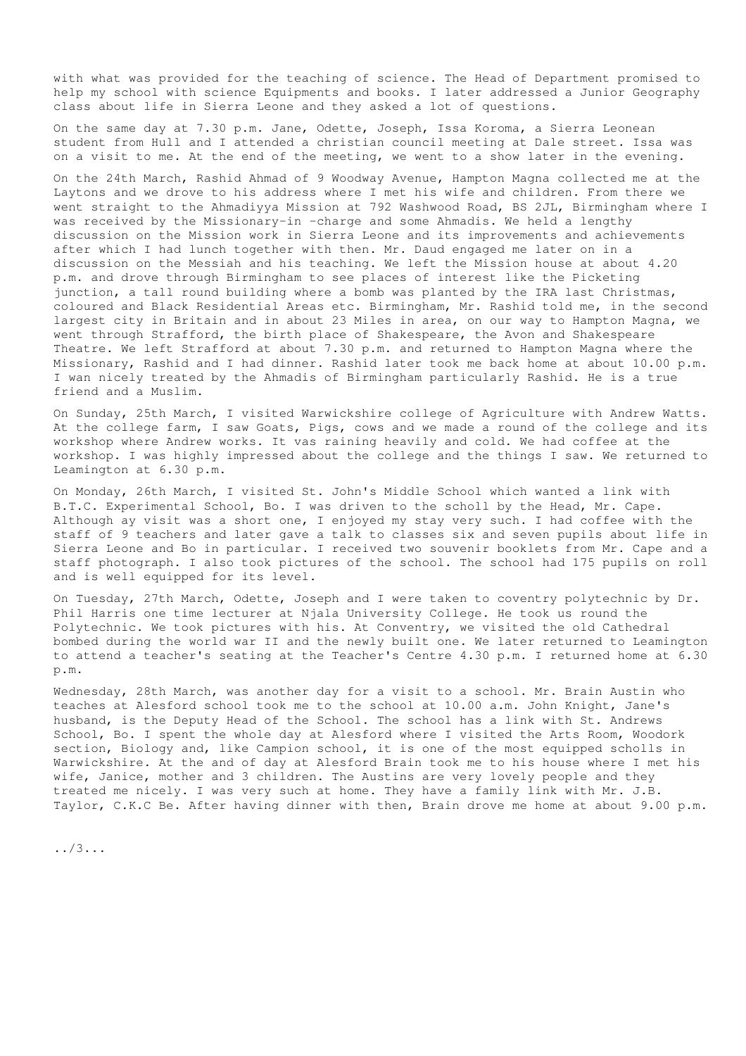with what was provided for the teaching of science. The Head of Department promised to help my school with science Equipments and books. I later addressed a Junior Geography class about life in Sierra Leone and they asked a lot of questions.

On the same day at 7.30 p.m. Jane, Odette, Joseph, Issa Koroma, a Sierra Leonean student from Hull and I attended a christian council meeting at Dale street. Issa was on a visit to me. At the end of the meeting, we went to a show later in the evening.

On the 24th March, Rashid Ahmad of 9 Woodway Avenue, Hampton Magna collected me at the Laytons and we drove to his address where I met his wife and children. From there we went straight to the Ahmadiyya Mission at 792 Washwood Road, BS 2JL, Birmingham where I was received by the Missionary-in -charge and some Ahmadis. We held a lengthy discussion on the Mission work in Sierra Leone and its improvements and achievements after which I had lunch together with then. Mr. Daud engaged me later on in a discussion on the Messiah and his teaching. We left the Mission house at about 4.20 p.m. and drove through Birmingham to see places of interest like the Picketing junction, a tall round building where a bomb was planted by the IRA last Christmas, coloured and Black Residential Areas etc. Birmingham, Mr. Rashid told me, in the second largest city in Britain and in about 23 Miles in area, on our way to Hampton Magna, we went through Strafford, the birth place of Shakespeare, the Avon and Shakespeare Theatre. We left Strafford at about 7.30 p.m. and returned to Hampton Magna where the Missionary, Rashid and I had dinner. Rashid later took me back home at about 10.00 p.m. I wan nicely treated by the Ahmadis of Birmingham particularly Rashid. He is a true friend and a Muslim.

On Sunday, 25th March, I visited Warwickshire college of Agriculture with Andrew Watts. At the college farm, I saw Goats, Pigs, cows and we made a round of the college and its workshop where Andrew works. It vas raining heavily and cold. We had coffee at the workshop. I was highly impressed about the college and the things I saw. We returned to Leamington at 6.30 p.m.

On Monday, 26th March, I visited St. John's Middle School which wanted a link with B.T.C. Experimental School, Bo. I was driven to the scholl by the Head, Mr. Cape. Although ay visit was a short one, I enjoyed my stay very such. I had coffee with the staff of 9 teachers and later gave a talk to classes six and seven pupils about life in Sierra Leone and Bo in particular. I received two souvenir booklets from Mr. Cape and a staff photograph. I also took pictures of the school. The school had 175 pupils on roll and is well equipped for its level.

On Tuesday, 27th March, Odette, Joseph and I were taken to coventry polytechnic by Dr. Phil Harris one time lecturer at Njala University College. He took us round the Polytechnic. We took pictures with his. At Conventry, we visited the old Cathedral bombed during the world war II and the newly built one. We later returned to Leamington to attend a teacher's seating at the Teacher's Centre 4.30 p.m. I returned home at 6.30 p.m.

Wednesday, 28th March, was another day for a visit to a school. Mr. Brain Austin who teaches at Alesford school took me to the school at 10.00 a.m. John Knight, Jane's husband, is the Deputy Head of the School. The school has a link with St. Andrews School, Bo. I spent the whole day at Alesford where I visited the Arts Room, Woodork section, Biology and, like Campion school, it is one of the most equipped scholls in Warwickshire. At the and of day at Alesford Brain took me to his house where I met his wife, Janice, mother and 3 children. The Austins are very lovely people and they treated me nicely. I was very such at home. They have a family link with Mr. J.B. Taylor, C.K.C Be. After having dinner with then, Brain drove me home at about 9.00 p.m.

../3...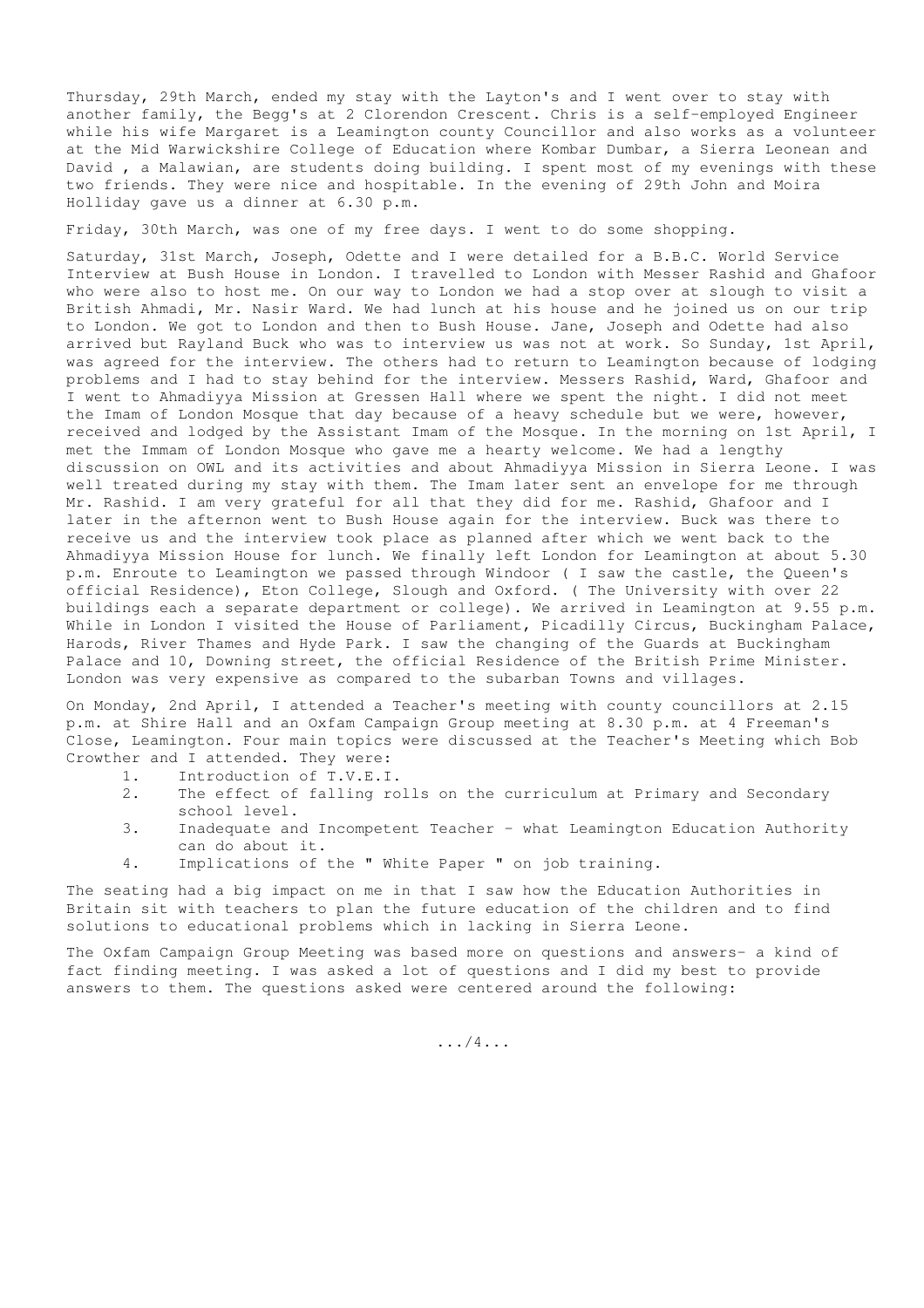Thursday, 29th March, ended my stay with the Layton's and I went over to stay with another family, the Begg's at 2 Clorendon Crescent. Chris is a self-employed Engineer while his wife Margaret is a Leamington county Councillor and also works as a volunteer at the Mid Warwickshire College of Education where Kombar Dumbar, a Sierra Leonean and David , a Malawian, are students doing building. I spent most of my evenings with these two friends. They were nice and hospitable. In the evening of 29th John and Moira Holliday gave us a dinner at 6.30 p.m.

Friday, 30th March, was one of my free days. I went to do some shopping.

Saturday, 31st March, Joseph, Odette and I were detailed for a B.B.C. World Service Interview at Bush House in London. I travelled to London with Messer Rashid and Ghafoor who were also to host me. On our way to London we had a stop over at slough to visit a British Ahmadi, Mr. Nasir Ward. We had lunch at his house and he joined us on our trip to London. We got to London and then to Bush House. Jane, Joseph and Odette had also arrived but Rayland Buck who was to interview us was not at work. So Sunday, 1st April, was agreed for the interview. The others had to return to Leamington because of lodging problems and I had to stay behind for the interview. Messers Rashid, Ward, Ghafoor and I went to Ahmadiyya Mission at Gressen Hall where we spent the night. I did not meet the Imam of London Mosque that day because of a heavy schedule but we were, however, received and lodged by the Assistant Imam of the Mosque. In the morning on 1st April, I met the Immam of London Mosque who gave me a hearty welcome. We had a lengthy discussion on OWL and its activities and about Ahmadiyya Mission in Sierra Leone. I was well treated during my stay with them. The Imam later sent an envelope for me through Mr. Rashid. I am very grateful for all that they did for me. Rashid, Ghafoor and I later in the afternon went to Bush House again for the interview. Buck was there to receive us and the interview took place as planned after which we went back to the Ahmadiyya Mission House for lunch. We finally left London for Leamington at about 5.30 p.m. Enroute to Leamington we passed through Windoor ( I saw the castle, the Queen's official Residence), Eton College, Slough and Oxford. ( The University with over 22 buildings each a separate department or college). We arrived in Leamington at 9.55 p.m. While in London I visited the House of Parliament, Picadilly Circus, Buckingham Palace, Harods, River Thames and Hyde Park. I saw the changing of the Guards at Buckingham Palace and 10, Downing street, the official Residence of the British Prime Minister. London was very expensive as compared to the subarban Towns and villages.

On Monday, 2nd April, I attended a Teacher's meeting with county councillors at 2.15 p.m. at Shire Hall and an Oxfam Campaign Group meeting at 8.30 p.m. at 4 Freeman's Close, Leamington. Four main topics were discussed at the Teacher's Meeting which Bob Crowther and I attended. They were:

1. Introduction of T.V.E.I.
2. The effect of falling rolls on the curriculum at Primary and Secondary school level.
3. Inadequate and Incompetent Teacher - what Leamington Education Authority can do about it.
4. Implications of the " White Paper " on job training.

The seating had a big impact on me in that I saw how the Education Authorities in Britain sit with teachers to plan the future education of the children and to find solutions to educational problems which in lacking in Sierra Leone.

The Oxfam Campaign Group Meeting was based more on questions and answers- a kind of fact finding meeting. I was asked a lot of questions and I did my best to provide answers to them. The questions asked were centered around the following:

.../4...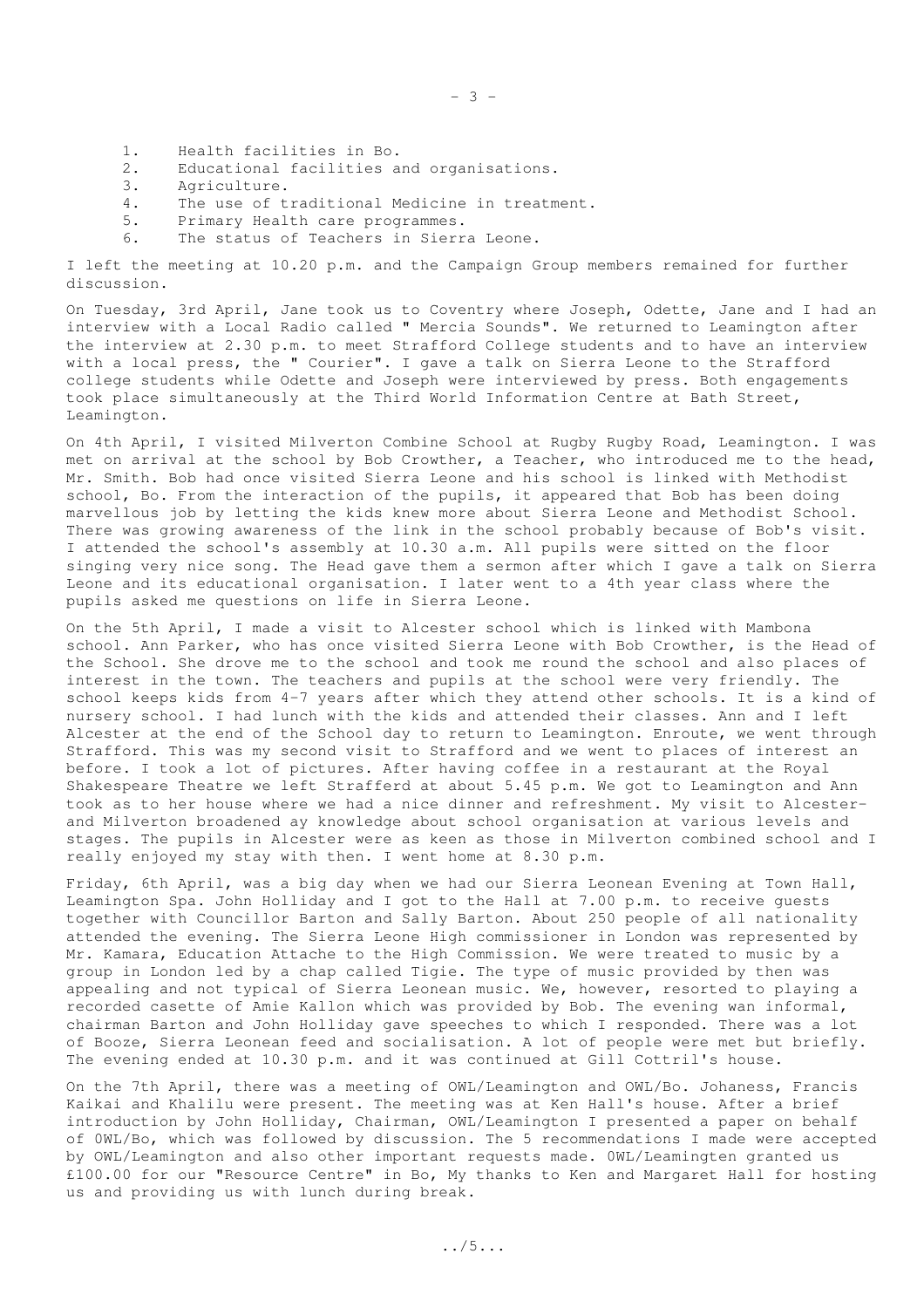1. Health facilities in Bo.
2. Educational facilities and organisations.
3. Agriculture.
4. The use of traditional Medicine in treatment.
5. Primary Health care programmes.
6. The status of Teachers in Sierra Leone.

I left the meeting at 10.20 p.m. and the Campaign Group members remained for further discussion.

On Tuesday, 3rd April, Jane took us to Coventry where Joseph, Odette, Jane and I had an interview with a Local Radio called " Mercia Sounds". We returned to Leamington after the interview at 2.30 p.m. to meet Strafford College students and to have an interview with a local press, the " Courier". I gave a talk on Sierra Leone to the Strafford college students while Odette and Joseph were interviewed by press. Both engagements took place simultaneously at the Third World Information Centre at Bath Street, Leamington.

On 4th April, I visited Milverton Combine School at Rugby Rugby Road, Leamington. I was met on arrival at the school by Bob Crowther, a Teacher, who introduced me to the head, Mr. Smith. Bob had once visited Sierra Leone and his school is linked with Methodist school, Bo. From the interaction of the pupils, it appeared that Bob has been doing marvellous job by letting the kids knew more about Sierra Leone and Methodist School. There was growing awareness of the link in the school probably because of Bob's visit. I attended the school's assembly at 10.30 a.m. All pupils were sitted on the floor singing very nice song. The Head gave them a sermon after which I gave a talk on Sierra Leone and its educational organisation. I later went to a 4th year class where the pupils asked me questions on life in Sierra Leone.

On the 5th April, I made a visit to Alcester school which is linked with Mambona school. Ann Parker, who has once visited Sierra Leone with Bob Crowther, is the Head of the School. She drove me to the school and took me round the school and also places of interest in the town. The teachers and pupils at the school were very friendly. The school keeps kids from 4-7 years after which they attend other schools. It is a kind of nursery school. I had lunch with the kids and attended their classes. Ann and I left Alcester at the end of the School day to return to Leamington. Enroute, we went through Strafford. This was my second visit to Strafford and we went to places of interest an before. I took a lot of pictures. After having coffee in a restaurant at the Royal Shakespeare Theatre we left Strafferd at about 5.45 p.m. We got to Leamington and Ann took as to her house where we had a nice dinner and refreshment. My visit to Alcester-and Milverton broadened ay knowledge about school organisation at various levels and stages. The pupils in Alcester were as keen as those in Milverton combined school and I really enjoyed my stay with then. I went home at 8.30 p.m.

Friday, 6th April, was a big day when we had our Sierra Leonean Evening at Town Hall, Leamington Spa. John Holliday and I got to the Hall at 7.00 p.m. to receive guests together with Councillor Barton and Sally Barton. About 250 people of all nationality attended the evening. The Sierra Leone High commissioner in London was represented by Mr. Kamara, Education Attache to the High Commission. We were treated to music by a group in London led by a chap called Tigie. The type of music provided by then was appealing and not typical of Sierra Leonean music. We, however, resorted to playing a recorded casette of Amie Kallon which was provided by Bob. The evening wan informal, chairman Barton and John Holliday gave speeches to which I responded. There was a lot of Booze, Sierra Leonean feed and socialisation. A lot of people were met but briefly. The evening ended at 10.30 p.m. and it was continued at Gill Cottril's house.

On the 7th April, there was a meeting of OWL/Leamington and OWL/Bo. Johaness, Francis Kaikai and Khalilu were present. The meeting was at Ken Hall's house. After a brief introduction by John Holliday, Chairman, OWL/Leamington I presented a paper on behalf of 0WL/Bo, which was followed by discussion. The 5 recommendations I made were accepted by OWL/Leamington and also other important requests made. 0WL/Leamingten granted us £100.00 for our "Resource Centre" in Bo, My thanks to Ken and Margaret Hall for hosting us and providing us with lunch during break.

../5...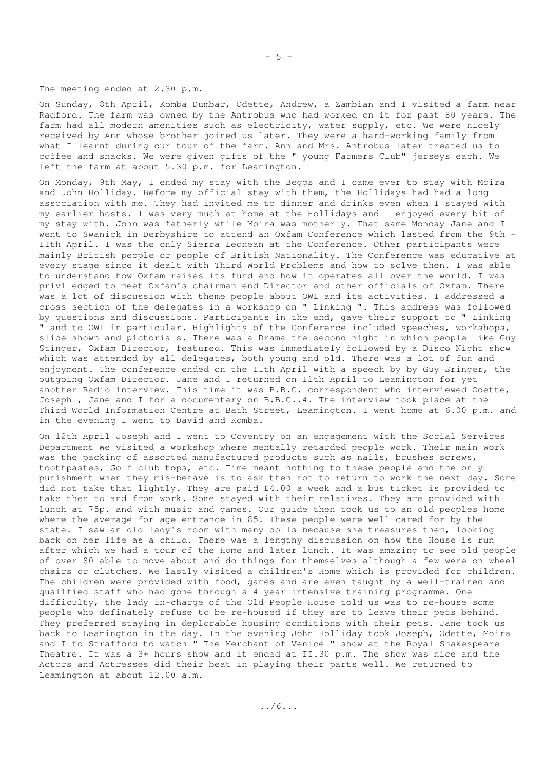The meeting ended at 2.30 p.m.

On Sunday, 8th April, Komba Dumbar, Odette, Andrew, a Zambian and I visited a farm near Radford. The farm was owned by the Antrobus who had worked on it for past 80 years. The farm had all modern amenities such as electricity, water supply, etc. We were nicely received by Ann whose brother joined us later. They were a hard-working family from what I learnt during our tour of the farm. Ann and Mrs. Antrobus later treated us to coffee and snacks. We were given gifts of the " young Farmers Club" jerseys each. We left the farm at about 5.30 p.m. for Leamington.

On Monday, 9th May, I ended my stay with the Beggs and I came ever to stay with Moira and John Holliday. Before my official stay with them, the Hollidays had had a long association with me. They had invited me to dinner and drinks even when I stayed with my earlier hosts. I was very much at home at the Hollidays and I enjoyed every bit of my stay with. John was fatherly while Moira was motherly. That same Monday Jane and I went to Swanick in Derbyshire to attend an Oxfam Conference which lasted from the 9th - IIth April. I was the only Sierra Leonean at the Conference. Other participants were mainly British people or people of British Nationality. The Conference was educative at every stage since it dealt with Third World Problems and how to solve then. I was able to understand how Oxfam raises its fund and how it operates all over the world. I was priviledged to meet Oxfam's chairman end Director and other officials of Oxfam. There was a lot of discussion with theme people about OWL and its activities. I addressed a cross section of the delegates in a workshop on " Linking ". This address was followed by questions and discussions. Participants in the end, gave their support to " Linking " and to OWL in particular. Highlights of the Conference included speeches, workshops, slide shown and pictorials. There was a Drama the second night in which people like Guy Stinger, Oxfam Director, featured. This was immediately followed by a Disco Night show which was attended by all delegates, both young and old. There was a lot of fun and enjoyment. The conference ended on the IIth April with a speech by by Guy Sringer, the outgoing Oxfam Director. Jane and I returned on Ilth April to Leamington for yet another Radio interview. This time it was B.B.C. correspondent who interviewed Odette, Joseph , Jane and I for a documentary on B.B.C..4. The interview took place at the Third World Information Centre at Bath Street, Leamington. I went home at 6.00 p.m. and in the evening I went to David and Komba.

On 12th April Joseph and I went to Coventry on an engagement with the Social Services Department We visited a workshop where mentally retarded people work. Their main work was the packing of assorted manufactured products such as nails, brushes screws, toothpastes, Golf club tops, etc. Time meant nothing to these people and the only punishment when they mis-behave is to ask then not to return to work the next day. Some did not take that lightly. They are paid £4.00 a week and a bus ticket is provided to take then to and from work. Some stayed with their relatives. They are provided with lunch at 75p. and with music and games. Our guide then took us to an old peoples home where the average for age entrance in 85. These people were well cared for by the state. I saw an old lady's room with many dolls because she treasures them, looking back on her life as a child. There was a lengthy discussion on how the House is run after which we had a tour of the Home and later lunch. It was amazing to see old people of over 80 able to move about and do things for themselves although a few were on wheel chairs or clutches. We lastly visited a children's Home which is provided for children. The children were provided with food, games and are even taught by a well-trained and qualified staff who had gone through a 4 year intensive training programme. One difficulty, the lady in-charge of the Old People House told us was to re-house some people who definately refuse to be re-housed if they are to leave their pets behind. They preferred staying in deplorable housing conditions with their pets. Jane took us back to Leamington in the day. In the evening John Holliday took Joseph, Odette, Moira and I to Strafford to watch " The Merchant of Venice " show at the Royal Shakespeare Theatre. It was a 3+ hours show and it ended at II.30 p.m. The show was nice and the Actors and Actresses did their beat in playing their parts well. We returned to Leamington at about 12.00 a.m.

../6...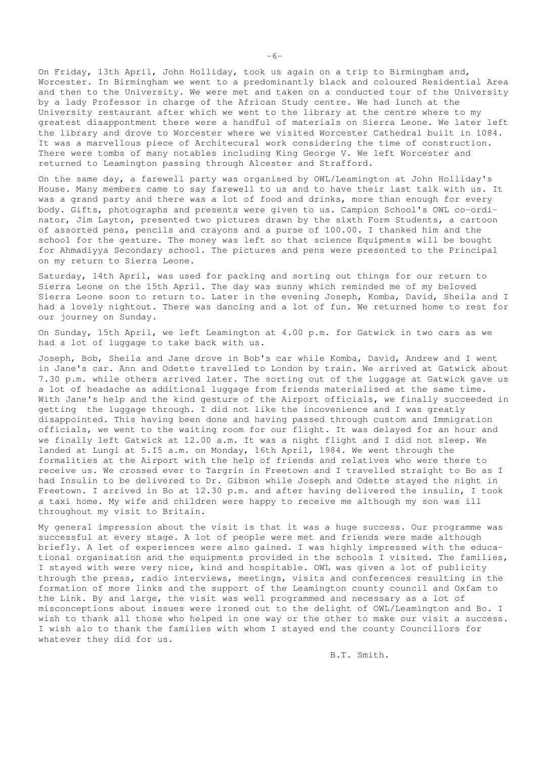On Friday, 13th April, John Holliday, took us again on a trip to Birmingham and, Worcester. In Birmingham we went to a predominantly black and coloured Residential Area and then to the University. We were met and taken on a conducted tour of the University by a lady Professor in charge of the African Study centre. We had lunch at the University restaurant after which we went to the library at the centre where to my greatest disappontment there were a handful of materials on Sierra Leone. We later left the library and drove to Worcester where we visited Worcester Cathedral built in 1084. It was a marvellous piece of Architecural work considering the time of construction. There were tombs of many notables including King George V. We left Worcester and returned to Leamington passing through Alcester and Strafford.

On the same day, a farewell party was organised by OWL/Leamington at John Holliday's House. Many members came to say farewell to us and to have their last talk with us. It was a grand party and there was a lot of food and drinks, more than enough for every body. Gifts, photographs and presents were given to us. Campion School's OWL co-ordinator, Jim Layton, presented two pictures drawn by the sixth Form Students, a cartoon of assorted pens, pencils and crayons and a purse of 100.00. I thanked him and the school for the gesture. The money was left so that science Equipments will be bought for Ahmadiyya Secondary school. The pictures and pens were presented to the Principal on my return to Sierra Leone.

Saturday, 14th April, was used for packing and sorting out things for our return to Sierra Leone on the 15th April. The day was sunny which reminded me of my beloved Sierra Leone soon to return to. Later in the evening Joseph, Komba, David, Sheila and I had a lovely nightout. There was dancing and a lot of fun. We returned home to rest for our journey on Sunday.

On Sunday, 15th April, we left Leamington at 4.00 p.m. for Gatwick in two cars as we had a lot of luggage to take back with us.

Joseph, Bob, Sheila and Jane drove in Bob's car while Komba, David, Andrew and I went in Jane's car. Ann and Odette travelled to London by train. We arrived at Gatwick about 7.30 p.m. while others arrived later. The sorting out of the luggage at Gatwick gave us a lot of headache as additional luggage from friends materialised at the same time. With Jane's help and the kind gesture of the Airport officials, we finally succeeded in getting the luggage through. I did not like the incovenience and I was greatly disappointed. This having been done and having passed through custom and Immigration officials, we went to the waiting room for our flight. It was delayed for an hour and we finally left Gatwick at 12.00 a.m. It was a night flight and I did not sleep. We landed at Lungi at 5.I5 a.m. on Monday, 16th April, 1984. We went through the formalities at the Airport with the help of friends and relatives who were there to receive us. We crossed ever to Targrin in Freetown and I travelled straight to Bo as I had Insulin to be delivered to Dr. Gibson while Joseph and Odette stayed the night in Freetown. I arrived in Bo at 12.30 p.m. and after having delivered the insulin, I took a taxi home. My wife and children were happy to receive me although my son was ill throughout my visit to Britain.

My general impression about the visit is that it was a huge success. Our programme was successful at every stage. A lot of people were met and friends were made although briefly. A let of experiences were also gained. I was highly impressed with the educational organisation and the equipments provided in the schools I visited. The families, I stayed with were very nice, kind and hospitable. OWL was given a lot of publicity through the press, radio interviews, meetings, visits and conferences resulting in the formation of more links and the support of the Leamington county council and Oxfam to the Link. By and large, the visit was well programmed and necessary as a lot of misconceptions about issues were ironed out to the delight of OWL/Leamington and Bo. I wish to thank all those who helped in one way or the other to make our visit a success. I wish alo to thank the families with whom I stayed end the county Councillors for whatever they did for us.

B.T. Smith.